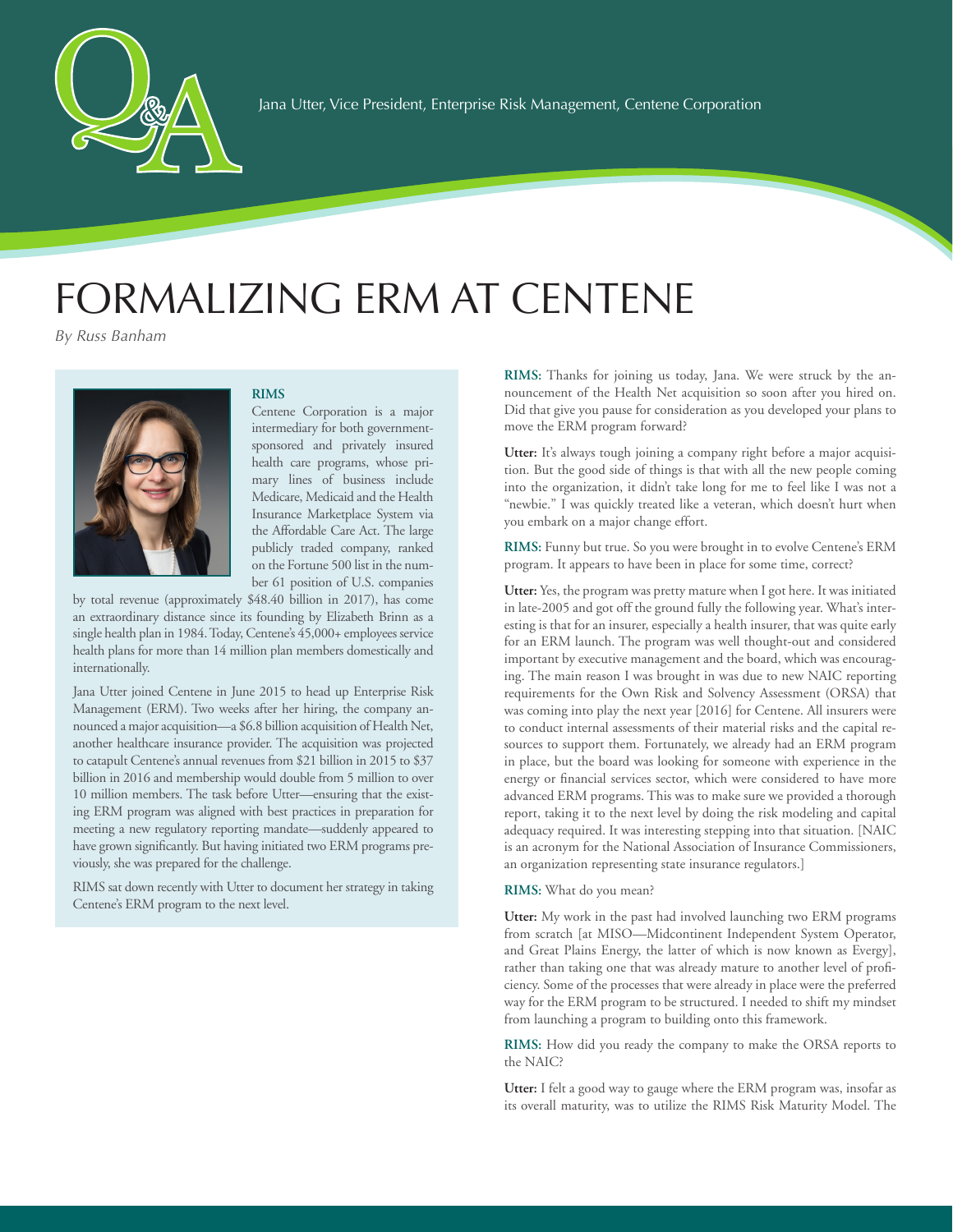Jana Utter, Vice President, Enterprise Risk Management, Centene Corporation

# FORMALIZING ERM AT CENTENE

*By Russ Banham*

**RIMS**

Centene Corporation is a major intermediary for both government-sponsored and privately insured health care programs, whose primary lines of business include Medicare, Medicaid and the Health Insurance Marketplace System via the Affordable Care Act. The large publicly traded company, ranked on the Fortune 500 list in the number 61 position of U.S. companies by total revenue (approximately $48.40 billion in 2017), has come an extraordinary distance since its founding by Elizabeth Brinn as a single health plan in 1984. Today, Centene's 45,000+ employees service health plans for more than 14 million plan members domestically and internationally.

Jana Utter joined Centene in June 2015 to head up Enterprise Risk Management (ERM). Two weeks after her hiring, the company announced a major acquisition—a $6.8 billion acquisition of Health Net, another healthcare insurance provider. The acquisition was projected to catapult Centene's annual revenues from $21 billion in 2015 to $37 billion in 2016 and membership would double from 5 million to over 10 million members. The task before Utter—ensuring that the existing ERM program was aligned with best practices in preparation for meeting a new regulatory reporting mandate—suddenly appeared to have grown significantly. But having initiated two ERM programs previously, she was prepared for the challenge.

RIMS sat down recently with Utter to document her strategy in taking Centene's ERM program to the next level.

**RIMS:** Thanks for joining us today, Jana. We were struck by the announcement of the Health Net acquisition so soon after you hired on. Did that give you pause for consideration as you developed your plans to move the ERM program forward?

**Utter:** It's always tough joining a company right before a major acquisition. But the good side of things is that with all the new people coming into the organization, it didn't take long for me to feel like I was not a "newbie." I was quickly treated like a veteran, which doesn't hurt when you embark on a major change effort.

**RIMS:** Funny but true. So you were brought in to evolve Centene's ERM program. It appears to have been in place for some time, correct?

**Utter:** Yes, the program was pretty mature when I got here. It was initiated in late-2005 and got off the ground fully the following year. What's interesting is that for an insurer, especially a health insurer, that was quite early for an ERM launch. The program was well thought-out and considered important by executive management and the board, which was encouraging. The main reason I was brought in was due to new NAIC reporting requirements for the Own Risk and Solvency Assessment (ORSA) that was coming into play the next year [2016] for Centene. All insurers were to conduct internal assessments of their material risks and the capital resources to support them. Fortunately, we already had an ERM program in place, but the board was looking for someone with experience in the energy or financial services sector, which were considered to have more advanced ERM programs. This was to make sure we provided a thorough report, taking it to the next level by doing the risk modeling and capital adequacy required. It was interesting stepping into that situation. [NAIC is an acronym for the National Association of Insurance Commissioners, an organization representing state insurance regulators.]

**RIMS:** What do you mean?

**Utter:** My work in the past had involved launching two ERM programs from scratch [at MISO—Midcontinent Independent System Operator, and Great Plains Energy, the latter of which is now known as Evergy], rather than taking one that was already mature to another level of proficiency. Some of the processes that were already in place were the preferred way for the ERM program to be structured. I needed to shift my mindset from launching a program to building onto this framework.

**RIMS:** How did you ready the company to make the ORSA reports to the NAIC?

**Utter:** I felt a good way to gauge where the ERM program was, insofar as its overall maturity, was to utilize the RIMS Risk Maturity Model. The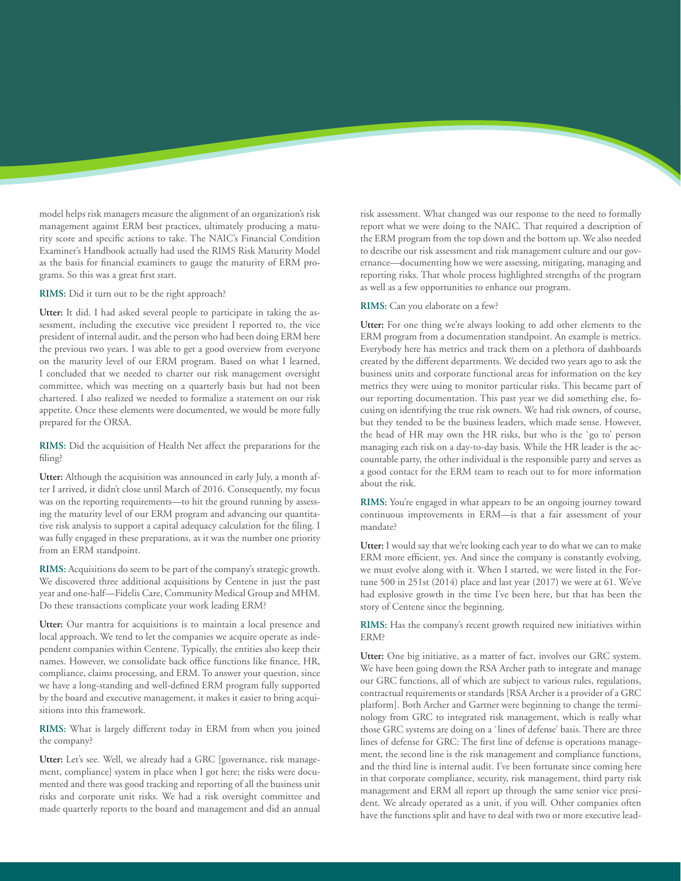model helps risk managers measure the alignment of an organization's risk management against ERM best practices, ultimately producing a maturity score and specific actions to take. The NAIC's Financial Condition Examiner's Handbook actually had used the RIMS Risk Maturity Model as the basis for financial examiners to gauge the maturity of ERM programs. So this was a great first start.

**RIMS:** Did it turn out to be the right approach?

**Utter:** It did. I had asked several people to participate in taking the assessment, including the executive vice president I reported to, the vice president of internal audit, and the person who had been doing ERM here the previous two years. I was able to get a good overview from everyone on the maturity level of our ERM program. Based on what I learned, I concluded that we needed to charter our risk management oversight committee, which was meeting on a quarterly basis but had not been chartered. I also realized we needed to formalize a statement on our risk appetite. Once these elements were documented, we would be more fully prepared for the ORSA.

**RIMS:** Did the acquisition of Health Net affect the preparations for the filing?

**Utter:** Although the acquisition was announced in early July, a month after I arrived, it didn't close until March of 2016. Consequently, my focus was on the reporting requirements—to hit the ground running by assessing the maturity level of our ERM program and advancing our quantitative risk analysis to support a capital adequacy calculation for the filing. I was fully engaged in these preparations, as it was the number one priority from an ERM standpoint.

**RIMS:** Acquisitions do seem to be part of the company's strategic growth. We discovered three additional acquisitions by Centene in just the past year and one-half—Fidelis Care, Community Medical Group and MHM. Do these transactions complicate your work leading ERM?

**Utter:** Our mantra for acquisitions is to maintain a local presence and local approach. We tend to let the companies we acquire operate as independent companies within Centene. Typically, the entities also keep their names. However, we consolidate back office functions like finance, HR, compliance, claims processing, and ERM. To answer your question, since we have a long-standing and well-defined ERM program fully supported by the board and executive management, it makes it easier to bring acquisitions into this framework.

**RIMS:** What is largely different today in ERM from when you joined the company?

**Utter:** Let's see. Well, we already had a GRC [governance, risk management, compliance] system in place when I got here; the risks were documented and there was good tracking and reporting of all the business unit risks and corporate unit risks. We had a risk oversight committee and made quarterly reports to the board and management and did an annual risk assessment. What changed was our response to the need to formally report what we were doing to the NAIC. That required a description of the ERM program from the top down and the bottom up. We also needed to describe our risk assessment and risk management culture and our governance—documenting how we were assessing, mitigating, managing and reporting risks. That whole process highlighted strengths of the program as well as a few opportunities to enhance our program.

**RIMS:** Can you elaborate on a few?

**Utter:** For one thing we're always looking to add other elements to the ERM program from a documentation standpoint. An example is metrics. Everybody here has metrics and track them on a plethora of dashboards created by the different departments. We decided two years ago to ask the business units and corporate functional areas for information on the key metrics they were using to monitor particular risks. This became part of our reporting documentation. This past year we did something else, focusing on identifying the true risk owners. We had risk owners, of course, but they tended to be the business leaders, which made sense. However, the head of HR may own the HR risks, but who is the `go to' person managing each risk on a day-to-day basis. While the HR leader is the accountable party, the other individual is the responsible party and serves as a good contact for the ERM team to reach out to for more information about the risk.

**RIMS:** You're engaged in what appears to be an ongoing journey toward continuous improvements in ERM—is that a fair assessment of your mandate?

**Utter:** I would say that we're looking each year to do what we can to make ERM more efficient, yes. And since the company is constantly evolving, we must evolve along with it. When I started, we were listed in the Fortune 500 in 251st (2014) place and last year (2017) we were at 61. We've had explosive growth in the time I've been here, but that has been the story of Centene since the beginning.

**RIMS:** Has the company's recent growth required new initiatives within ERM?

**Utter:** One big initiative, as a matter of fact, involves our GRC system. We have been going down the RSA Archer path to integrate and manage our GRC functions, all of which are subject to various rules, regulations, contractual requirements or standards [RSA Archer is a provider of a GRC platform]. Both Archer and Gartner were beginning to change the terminology from GRC to integrated risk management, which is really what those GRC systems are doing on a `lines of defense' basis. There are three lines of defense for GRC: The first line of defense is operations management, the second line is the risk management and compliance functions, and the third line is internal audit. I've been fortunate since coming here in that corporate compliance, security, risk management, third party risk management and ERM all report up through the same senior vice president. We already operated as a unit, if you will. Other companies often have the functions split and have to deal with two or more executive lead-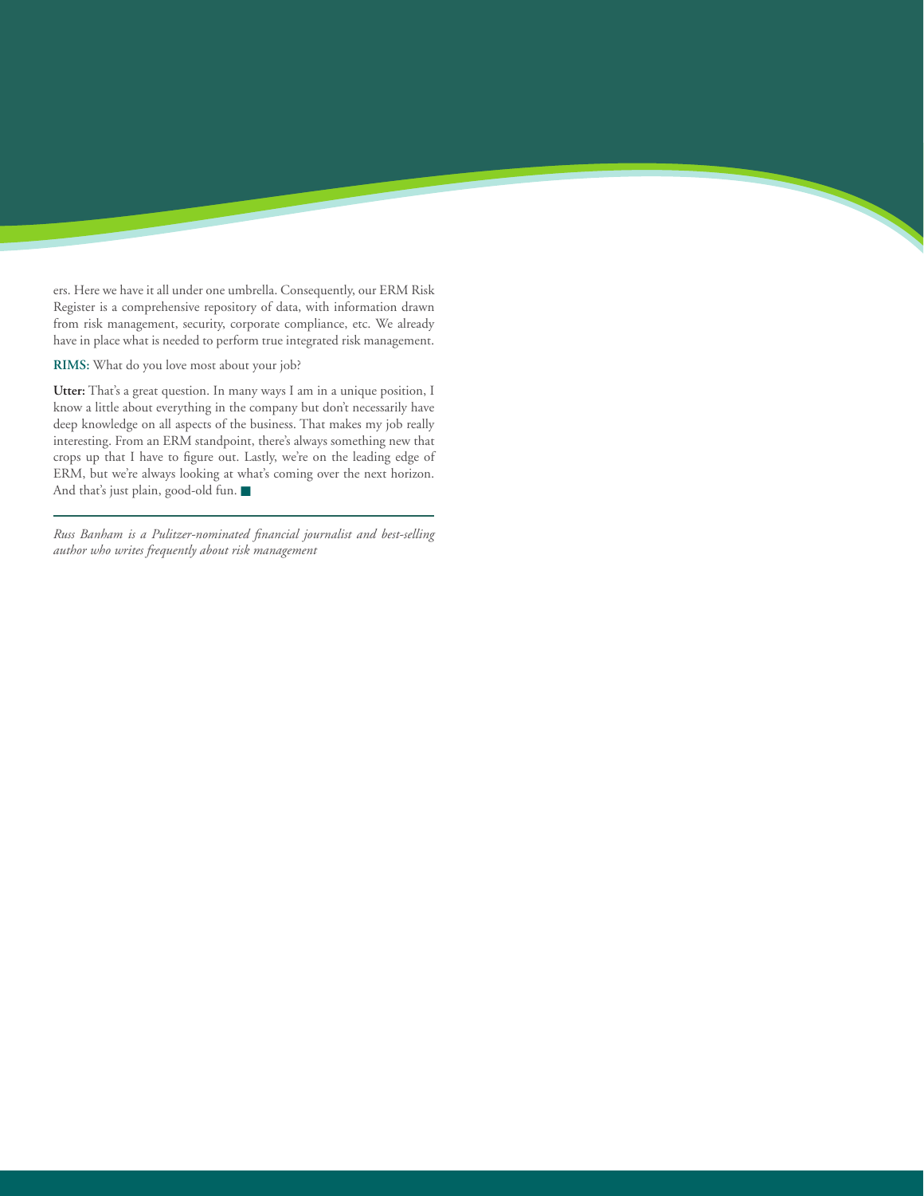ers. Here we have it all under one umbrella. Consequently, our ERM Risk Register is a comprehensive repository of data, with information drawn from risk management, security, corporate compliance, etc. We already have in place what is needed to perform true integrated risk management.

**RIMS:** What do you love most about your job?

**Utter:** That's a great question. In many ways I am in a unique position, I know a little about everything in the company but don't necessarily have deep knowledge on all aspects of the business. That makes my job really interesting. From an ERM standpoint, there's always something new that crops up that I have to figure out. Lastly, we're on the leading edge of ERM, but we're always looking at what's coming over the next horizon. And that's just plain, good-old fun. ■

---

*Russ Banham is a Pulitzer-nominated financial journalist and best-selling author who writes frequently about risk management*